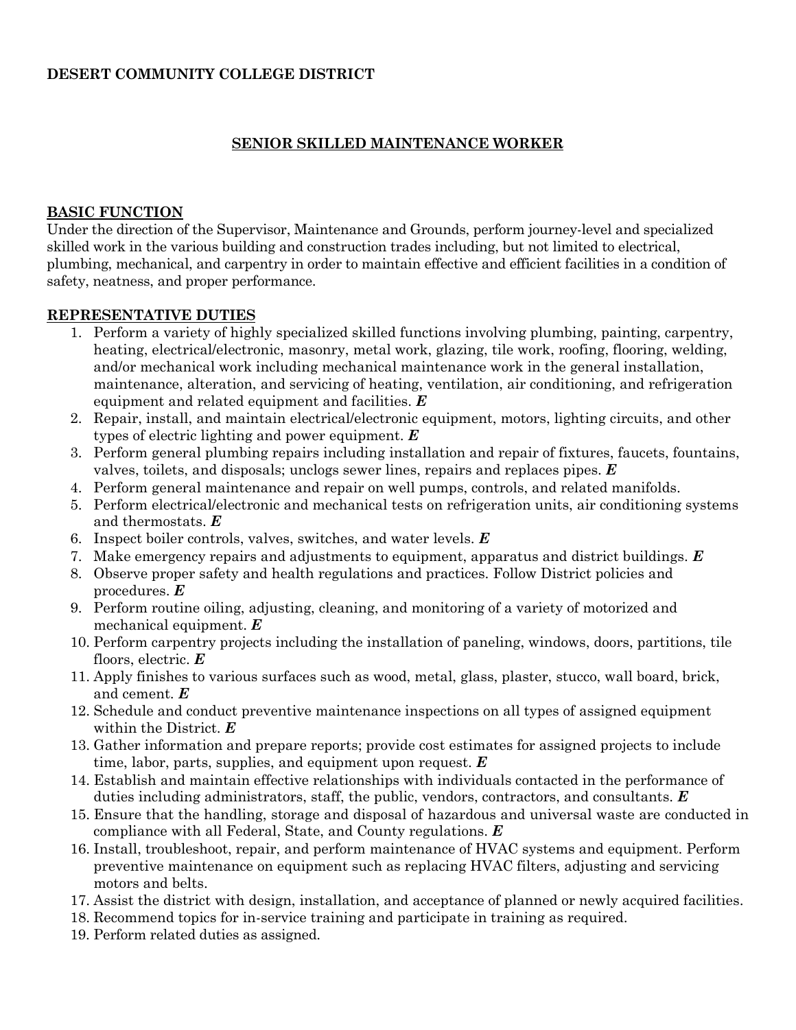**DESERT COMMUNITY COLLEGE DISTRICT**

# SENIOR SKILLED MAINTENANCE WORKER

## BASIC FUNCTION

Under the direction of the Supervisor, Maintenance and Grounds, perform journey-level and specialized skilled work in the various building and construction trades including, but not limited to electrical, plumbing, mechanical, and carpentry in order to maintain effective and efficient facilities in a condition of safety, neatness, and proper performance.

## REPRESENTATIVE DUTIES

1. Perform a variety of highly specialized skilled functions involving plumbing, painting, carpentry, heating, electrical/electronic, masonry, metal work, glazing, tile work, roofing, flooring, welding, and/or mechanical work including mechanical maintenance work in the general installation, maintenance, alteration, and servicing of heating, ventilation, air conditioning, and refrigeration equipment and related equipment and facilities. ***E***
2. Repair, install, and maintain electrical/electronic equipment, motors, lighting circuits, and other types of electric lighting and power equipment. ***E***
3. Perform general plumbing repairs including installation and repair of fixtures, faucets, fountains, valves, toilets, and disposals; unclogs sewer lines, repairs and replaces pipes. ***E***
4. Perform general maintenance and repair on well pumps, controls, and related manifolds.
5. Perform electrical/electronic and mechanical tests on refrigeration units, air conditioning systems and thermostats. ***E***
6. Inspect boiler controls, valves, switches, and water levels. ***E***
7. Make emergency repairs and adjustments to equipment, apparatus and district buildings. ***E***
8. Observe proper safety and health regulations and practices. Follow District policies and procedures. ***E***
9. Perform routine oiling, adjusting, cleaning, and monitoring of a variety of motorized and mechanical equipment. ***E***
10. Perform carpentry projects including the installation of paneling, windows, doors, partitions, tile floors, electric. ***E***
11. Apply finishes to various surfaces such as wood, metal, glass, plaster, stucco, wall board, brick, and cement. ***E***
12. Schedule and conduct preventive maintenance inspections on all types of assigned equipment within the District. ***E***
13. Gather information and prepare reports; provide cost estimates for assigned projects to include time, labor, parts, supplies, and equipment upon request. ***E***
14. Establish and maintain effective relationships with individuals contacted in the performance of duties including administrators, staff, the public, vendors, contractors, and consultants. ***E***
15. Ensure that the handling, storage and disposal of hazardous and universal waste are conducted in compliance with all Federal, State, and County regulations. ***E***
16. Install, troubleshoot, repair, and perform maintenance of HVAC systems and equipment. Perform preventive maintenance on equipment such as replacing HVAC filters, adjusting and servicing motors and belts.
17. Assist the district with design, installation, and acceptance of planned or newly acquired facilities.
18. Recommend topics for in-service training and participate in training as required.
19. Perform related duties as assigned.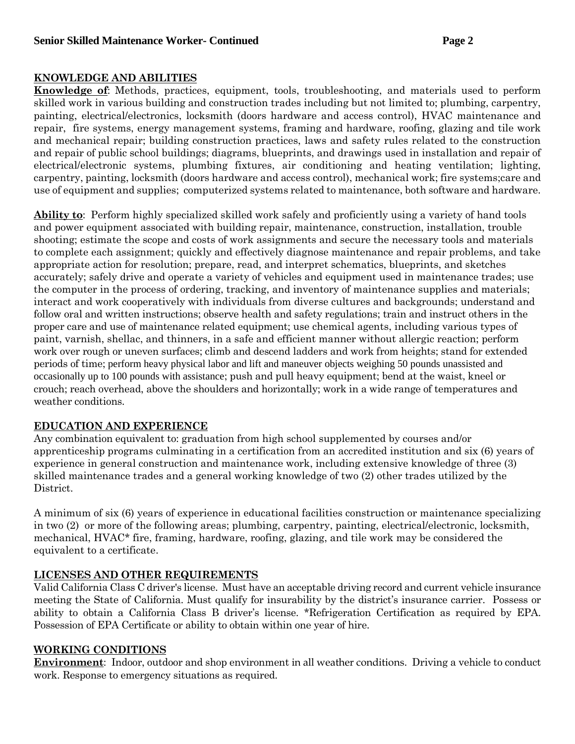## KNOWLEDGE AND ABILITIES

**Knowledge of**: Methods, practices, equipment, tools, troubleshooting, and materials used to perform skilled work in various building and construction trades including but not limited to; plumbing, carpentry, painting, electrical/electronics, locksmith (doors hardware and access control), HVAC maintenance and repair, fire systems, energy management systems, framing and hardware, roofing, glazing and tile work and mechanical repair; building construction practices, laws and safety rules related to the construction and repair of public school buildings; diagrams, blueprints, and drawings used in installation and repair of electrical/electronic systems, plumbing fixtures, air conditioning and heating ventilation; lighting, carpentry, painting, locksmith (doors hardware and access control), mechanical work; fire systems;care and use of equipment and supplies; computerized systems related to maintenance, both software and hardware.

**Ability to**: Perform highly specialized skilled work safely and proficiently using a variety of hand tools and power equipment associated with building repair, maintenance, construction, installation, trouble shooting; estimate the scope and costs of work assignments and secure the necessary tools and materials to complete each assignment; quickly and effectively diagnose maintenance and repair problems, and take appropriate action for resolution; prepare, read, and interpret schematics, blueprints, and sketches accurately; safely drive and operate a variety of vehicles and equipment used in maintenance trades; use the computer in the process of ordering, tracking, and inventory of maintenance supplies and materials; interact and work cooperatively with individuals from diverse cultures and backgrounds; understand and follow oral and written instructions; observe health and safety regulations; train and instruct others in the proper care and use of maintenance related equipment; use chemical agents, including various types of paint, varnish, shellac, and thinners, in a safe and efficient manner without allergic reaction; perform work over rough or uneven surfaces; climb and descend ladders and work from heights; stand for extended periods of time; perform heavy physical labor and lift and maneuver objects weighing 50 pounds unassisted and occasionally up to 100 pounds with assistance; push and pull heavy equipment; bend at the waist, kneel or crouch; reach overhead, above the shoulders and horizontally; work in a wide range of temperatures and weather conditions.

## EDUCATION AND EXPERIENCE

Any combination equivalent to: graduation from high school supplemented by courses and/or apprenticeship programs culminating in a certification from an accredited institution and six (6) years of experience in general construction and maintenance work, including extensive knowledge of three (3) skilled maintenance trades and a general working knowledge of two (2) other trades utilized by the District.

A minimum of six (6) years of experience in educational facilities construction or maintenance specializing in two (2) or more of the following areas; plumbing, carpentry, painting, electrical/electronic, locksmith, mechanical, HVAC* fire, framing, hardware, roofing, glazing, and tile work may be considered the equivalent to a certificate.

## LICENSES AND OTHER REQUIREMENTS

Valid California Class C driver's license. Must have an acceptable driving record and current vehicle insurance meeting the State of California. Must qualify for insurability by the district's insurance carrier. Possess or ability to obtain a California Class B driver's license. *Refrigeration Certification as required by EPA. Possession of EPA Certificate or ability to obtain within one year of hire.

## WORKING CONDITIONS

**Environment**: Indoor, outdoor and shop environment in all weather conditions. Driving a vehicle to conduct work. Response to emergency situations as required.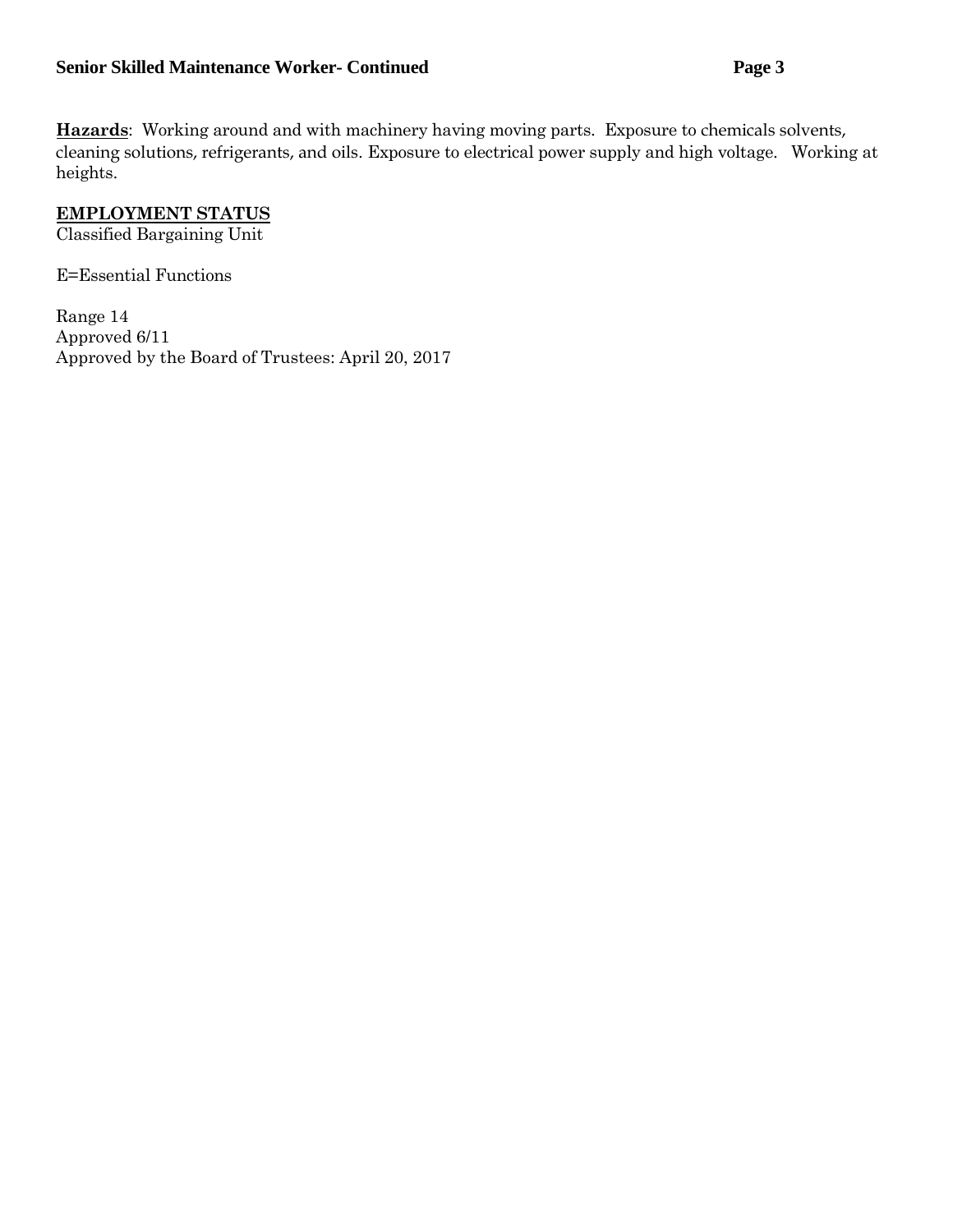**Hazards**: Working around and with machinery having moving parts. Exposure to chemicals solvents, cleaning solutions, refrigerants, and oils. Exposure to electrical power supply and high voltage. Working at heights.

## EMPLOYMENT STATUS

Classified Bargaining Unit

E=Essential Functions

Range 14
Approved 6/11
Approved by the Board of Trustees: April 20, 2017